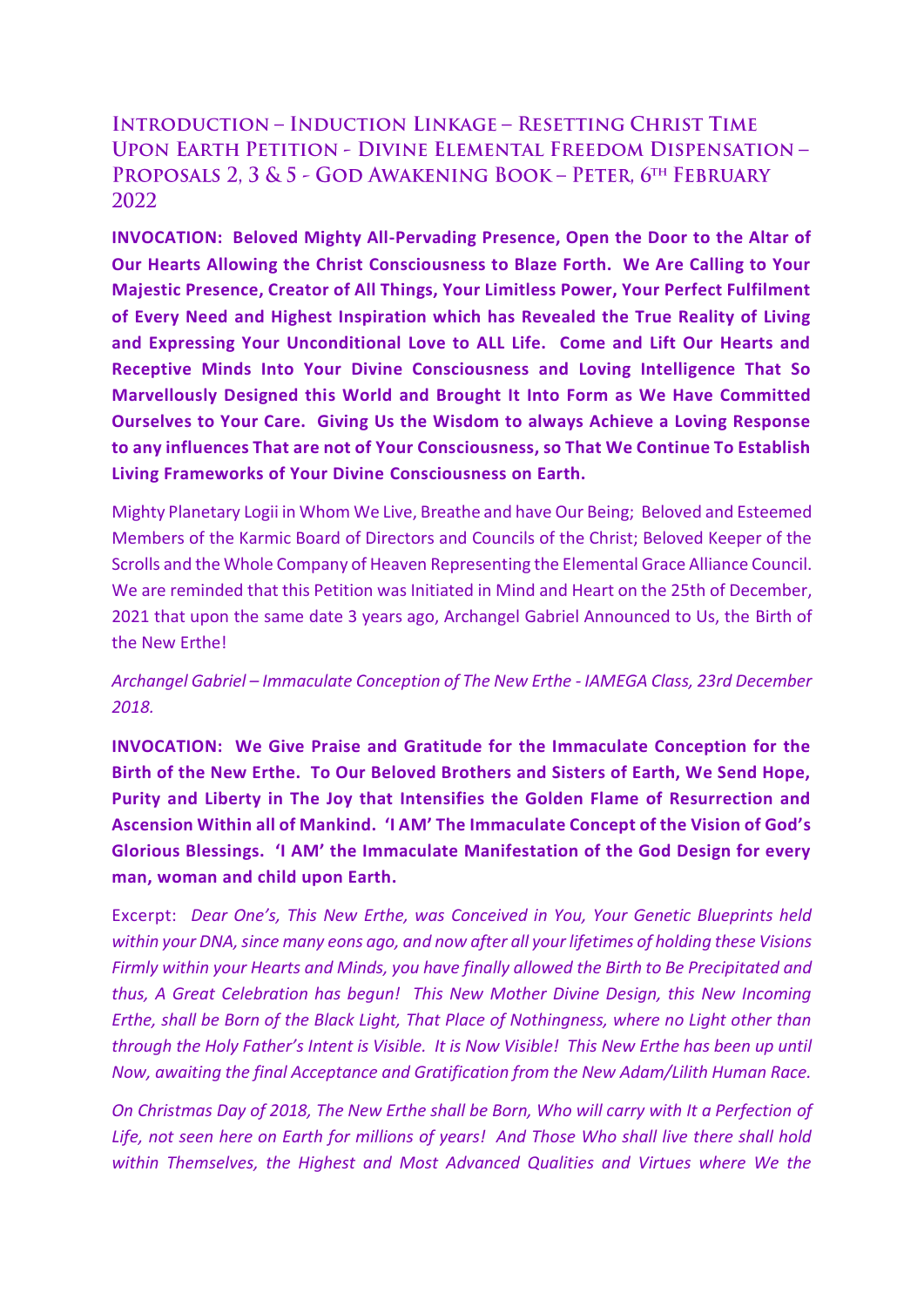# Introduction – Induction Linkage – Resetting Christ Time Upon Earth Petition - Divine Elemental Freedom Dispensation – Proposals 2, 3 & 5 - God Awakening Book – Peter, 6th February 2022

**INVOCATION: Beloved Mighty All-Pervading Presence, Open the Door to the Altar of Our Hearts Allowing the Christ Consciousness to Blaze Forth. We Are Calling to Your Majestic Presence, Creator of All Things, Your Limitless Power, Your Perfect Fulfilment of Every Need and Highest Inspiration which has Revealed the True Reality of Living and Expressing Your Unconditional Love to ALL Life. Come and Lift Our Hearts and Receptive Minds Into Your Divine Consciousness and Loving Intelligence That So Marvellously Designed this World and Brought It Into Form as We Have Committed Ourselves to Your Care. Giving Us the Wisdom to always Achieve a Loving Response to any influences That are not of Your Consciousness, so That We Continue To Establish Living Frameworks of Your Divine Consciousness on Earth.**

Mighty Planetary Logii in Whom We Live, Breathe and have Our Being; Beloved and Esteemed Members of the Karmic Board of Directors and Councils of the Christ; Beloved Keeper of the Scrolls and the Whole Company of Heaven Representing the Elemental Grace Alliance Council. We are reminded that this Petition was Initiated in Mind and Heart on the 25th of December, 2021 that upon the same date 3 years ago, Archangel Gabriel Announced to Us, the Birth of the New Erthe!

*Archangel Gabriel – Immaculate Conception of The New Erthe - IAMEGA Class, 23rd December 2018.*

**INVOCATION: We Give Praise and Gratitude for the Immaculate Conception for the Birth of the New Erthe. To Our Beloved Brothers and Sisters of Earth, We Send Hope, Purity and Liberty in The Joy that Intensifies the Golden Flame of Resurrection and Ascension Within all of Mankind. 'I AM' The Immaculate Concept of the Vision of God's Glorious Blessings. 'I AM' the Immaculate Manifestation of the God Design for every man, woman and child upon Earth.**

Excerpt: *Dear One's, This New Erthe, was Conceived in You, Your Genetic Blueprints held within your DNA, since many eons ago, and now after all your lifetimes of holding these Visions Firmly within your Hearts and Minds, you have finally allowed the Birth to Be Precipitated and thus, A Great Celebration has begun! This New Mother Divine Design, this New Incoming Erthe, shall be Born of the Black Light, That Place of Nothingness, where no Light other than through the Holy Father's Intent is Visible. It is Now Visible! This New Erthe has been up until Now, awaiting the final Acceptance and Gratification from the New Adam/Lilith Human Race.*

*On Christmas Day of 2018, The New Erthe shall be Born, Who will carry with It a Perfection of Life, not seen here on Earth for millions of years! And Those Who shall live there shall hold within Themselves, the Highest and Most Advanced Qualities and Virtues where We the*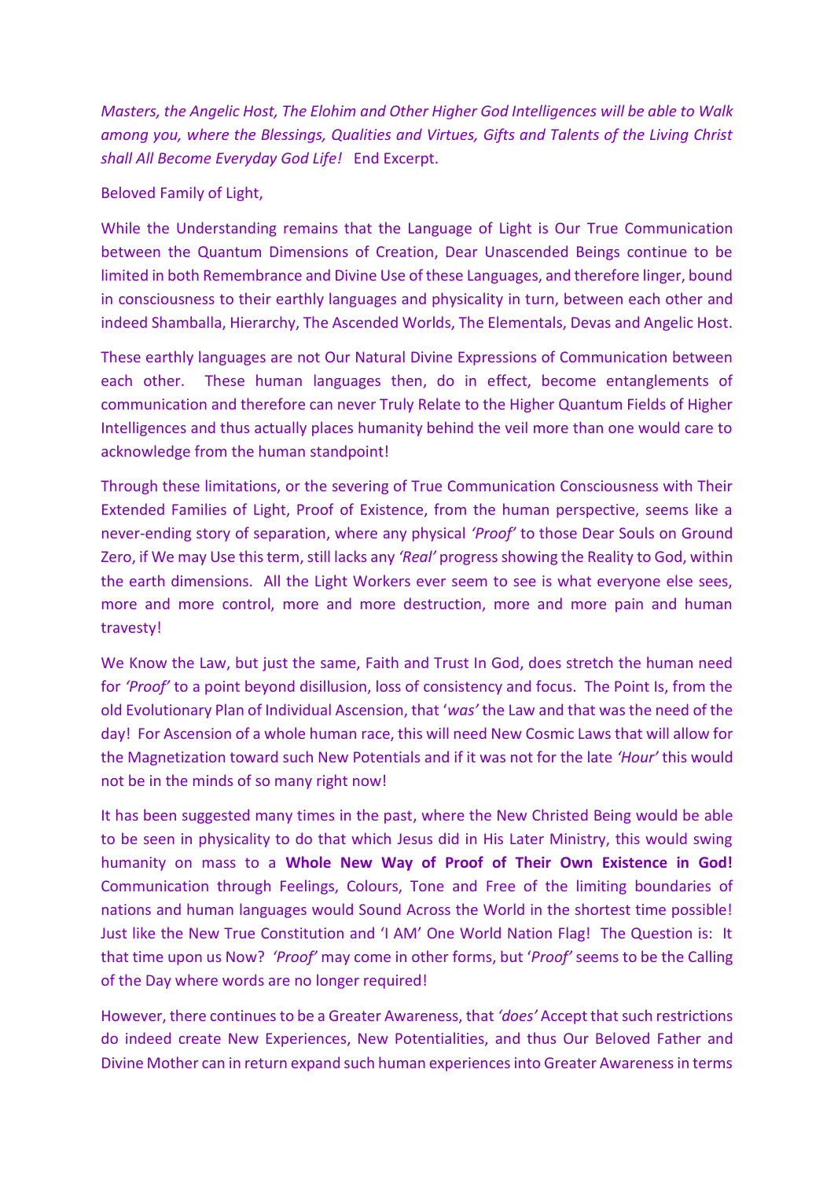*Masters, the Angelic Host, The Elohim and Other Higher God Intelligences will be able to Walk among you, where the Blessings, Qualities and Virtues, Gifts and Talents of the Living Christ shall All Become Everyday God Life!* End Excerpt.

Beloved Family of Light,

While the Understanding remains that the Language of Light is Our True Communication between the Quantum Dimensions of Creation, Dear Unascended Beings continue to be limited in both Remembrance and Divine Use of these Languages, and therefore linger, bound in consciousness to their earthly languages and physicality in turn, between each other and indeed Shamballa, Hierarchy, The Ascended Worlds, The Elementals, Devas and Angelic Host.

These earthly languages are not Our Natural Divine Expressions of Communication between each other. These human languages then, do in effect, become entanglements of communication and therefore can never Truly Relate to the Higher Quantum Fields of Higher Intelligences and thus actually places humanity behind the veil more than one would care to acknowledge from the human standpoint!

Through these limitations, or the severing of True Communication Consciousness with Their Extended Families of Light, Proof of Existence, from the human perspective, seems like a never-ending story of separation, where any physical *'Proof'* to those Dear Souls on Ground Zero, if We may Use this term, still lacks any *'Real'* progress showing the Reality to God, within the earth dimensions. All the Light Workers ever seem to see is what everyone else sees, more and more control, more and more destruction, more and more pain and human travesty!

We Know the Law, but just the same, Faith and Trust In God, does stretch the human need for *'Proof'* to a point beyond disillusion, loss of consistency and focus. The Point Is, from the old Evolutionary Plan of Individual Ascension, that '*was'* the Law and that was the need of the day! For Ascension of a whole human race, this will need New Cosmic Laws that will allow for the Magnetization toward such New Potentials and if it was not for the late *'Hour'* this would not be in the minds of so many right now!

It has been suggested many times in the past, where the New Christed Being would be able to be seen in physicality to do that which Jesus did in His Later Ministry, this would swing humanity on mass to a **Whole New Way of Proof of Their Own Existence in God!** Communication through Feelings, Colours, Tone and Free of the limiting boundaries of nations and human languages would Sound Across the World in the shortest time possible! Just like the New True Constitution and 'I AM' One World Nation Flag! The Question is: It that time upon us Now? *'Proof'* may come in other forms, but '*Proof'* seems to be the Calling of the Day where words are no longer required!

However, there continues to be a Greater Awareness, that *'does'* Accept that such restrictions do indeed create New Experiences, New Potentialities, and thus Our Beloved Father and Divine Mother can in return expand such human experiences into Greater Awareness in terms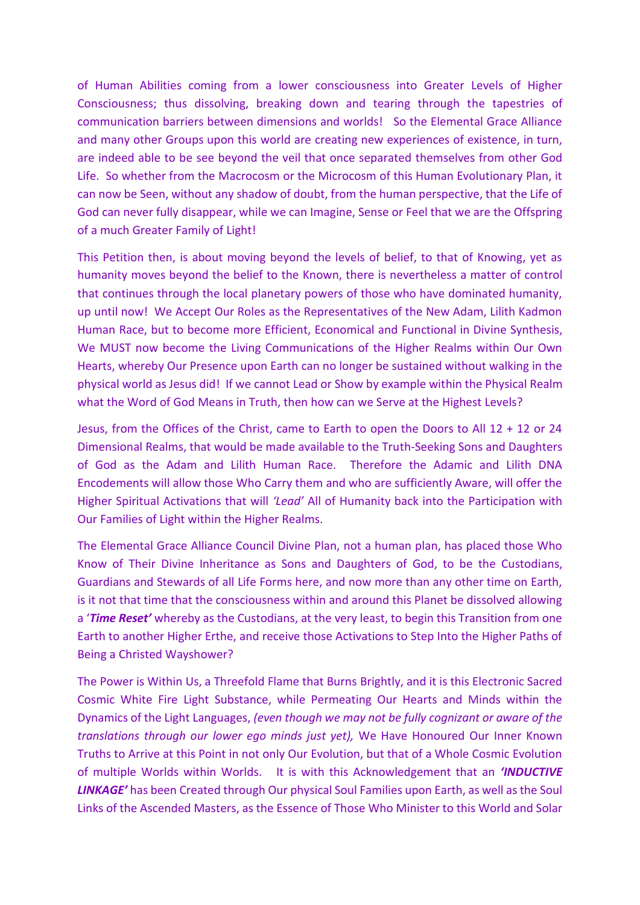of Human Abilities coming from a lower consciousness into Greater Levels of Higher Consciousness; thus dissolving, breaking down and tearing through the tapestries of communication barriers between dimensions and worlds! So the Elemental Grace Alliance and many other Groups upon this world are creating new experiences of existence, in turn, are indeed able to be see beyond the veil that once separated themselves from other God Life. So whether from the Macrocosm or the Microcosm of this Human Evolutionary Plan, it can now be Seen, without any shadow of doubt, from the human perspective, that the Life of God can never fully disappear, while we can Imagine, Sense or Feel that we are the Offspring of a much Greater Family of Light!

This Petition then, is about moving beyond the levels of belief, to that of Knowing, yet as humanity moves beyond the belief to the Known, there is nevertheless a matter of control that continues through the local planetary powers of those who have dominated humanity, up until now! We Accept Our Roles as the Representatives of the New Adam, Lilith Kadmon Human Race, but to become more Efficient, Economical and Functional in Divine Synthesis, We MUST now become the Living Communications of the Higher Realms within Our Own Hearts, whereby Our Presence upon Earth can no longer be sustained without walking in the physical world as Jesus did! If we cannot Lead or Show by example within the Physical Realm what the Word of God Means in Truth, then how can we Serve at the Highest Levels?

Jesus, from the Offices of the Christ, came to Earth to open the Doors to All 12 + 12 or 24 Dimensional Realms, that would be made available to the Truth-Seeking Sons and Daughters of God as the Adam and Lilith Human Race. Therefore the Adamic and Lilith DNA Encodements will allow those Who Carry them and who are sufficiently Aware, will offer the Higher Spiritual Activations that will *'Lead'* All of Humanity back into the Participation with Our Families of Light within the Higher Realms.

The Elemental Grace Alliance Council Divine Plan, not a human plan, has placed those Who Know of Their Divine Inheritance as Sons and Daughters of God, to be the Custodians, Guardians and Stewards of all Life Forms here, and now more than any other time on Earth, is it not that time that the consciousness within and around this Planet be dissolved allowing a '***Time Reset'*** whereby as the Custodians, at the very least, to begin this Transition from one Earth to another Higher Erthe, and receive those Activations to Step Into the Higher Paths of Being a Christed Wayshower?

The Power is Within Us, a Threefold Flame that Burns Brightly, and it is this Electronic Sacred Cosmic White Fire Light Substance, while Permeating Our Hearts and Minds within the Dynamics of the Light Languages, *(even though we may not be fully cognizant or aware of the translations through our lower ego minds just yet),* We Have Honoured Our Inner Known Truths to Arrive at this Point in not only Our Evolution, but that of a Whole Cosmic Evolution of multiple Worlds within Worlds. It is with this Acknowledgement that an ***'INDUCTIVE LINKAGE'*** has been Created through Our physical Soul Families upon Earth, as well as the Soul Links of the Ascended Masters, as the Essence of Those Who Minister to this World and Solar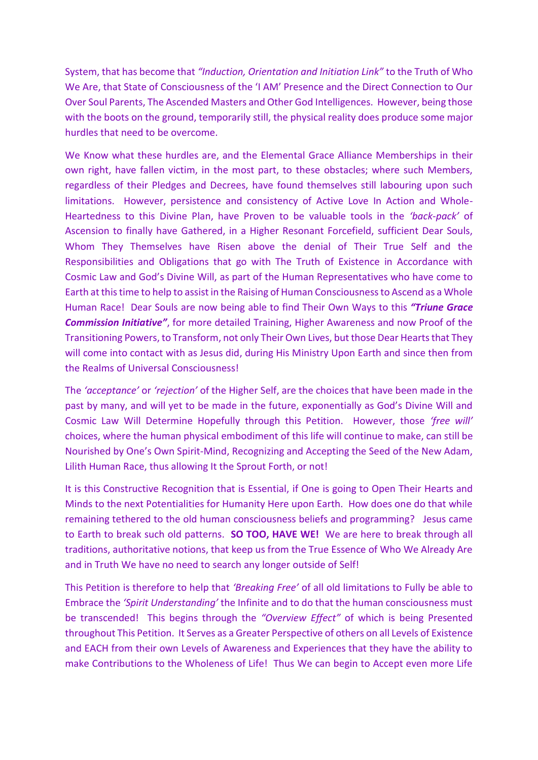System, that has become that *"Induction, Orientation and Initiation Link"* to the Truth of Who We Are, that State of Consciousness of the 'I AM' Presence and the Direct Connection to Our Over Soul Parents, The Ascended Masters and Other God Intelligences. However, being those with the boots on the ground, temporarily still, the physical reality does produce some major hurdles that need to be overcome.

We Know what these hurdles are, and the Elemental Grace Alliance Memberships in their own right, have fallen victim, in the most part, to these obstacles; where such Members, regardless of their Pledges and Decrees, have found themselves still labouring upon such limitations. However, persistence and consistency of Active Love In Action and Whole-Heartedness to this Divine Plan, have Proven to be valuable tools in the *'back-pack'* of Ascension to finally have Gathered, in a Higher Resonant Forcefield, sufficient Dear Souls, Whom They Themselves have Risen above the denial of Their True Self and the Responsibilities and Obligations that go with The Truth of Existence in Accordance with Cosmic Law and God's Divine Will, as part of the Human Representatives who have come to Earth at this time to help to assist in the Raising of Human Consciousness to Ascend as a Whole Human Race! Dear Souls are now being able to find Their Own Ways to this ***"Triune Grace Commission Initiative"***, for more detailed Training, Higher Awareness and now Proof of the Transitioning Powers, to Transform, not only Their Own Lives, but those Dear Hearts that They will come into contact with as Jesus did, during His Ministry Upon Earth and since then from the Realms of Universal Consciousness!

The *'acceptance'* or *'rejection'* of the Higher Self, are the choices that have been made in the past by many, and will yet to be made in the future, exponentially as God's Divine Will and Cosmic Law Will Determine Hopefully through this Petition. However, those *'free will'* choices, where the human physical embodiment of this life will continue to make, can still be Nourished by One's Own Spirit-Mind, Recognizing and Accepting the Seed of the New Adam, Lilith Human Race, thus allowing It the Sprout Forth, or not!

It is this Constructive Recognition that is Essential, if One is going to Open Their Hearts and Minds to the next Potentialities for Humanity Here upon Earth. How does one do that while remaining tethered to the old human consciousness beliefs and programming? Jesus came to Earth to break such old patterns. **SO TOO, HAVE WE!** We are here to break through all traditions, authoritative notions, that keep us from the True Essence of Who We Already Are and in Truth We have no need to search any longer outside of Self!

This Petition is therefore to help that *'Breaking Free'* of all old limitations to Fully be able to Embrace the *'Spirit Understanding'* the Infinite and to do that the human consciousness must be transcended! This begins through the *"Overview Effect"* of which is being Presented throughout This Petition. It Serves as a Greater Perspective of others on all Levels of Existence and EACH from their own Levels of Awareness and Experiences that they have the ability to make Contributions to the Wholeness of Life! Thus We can begin to Accept even more Life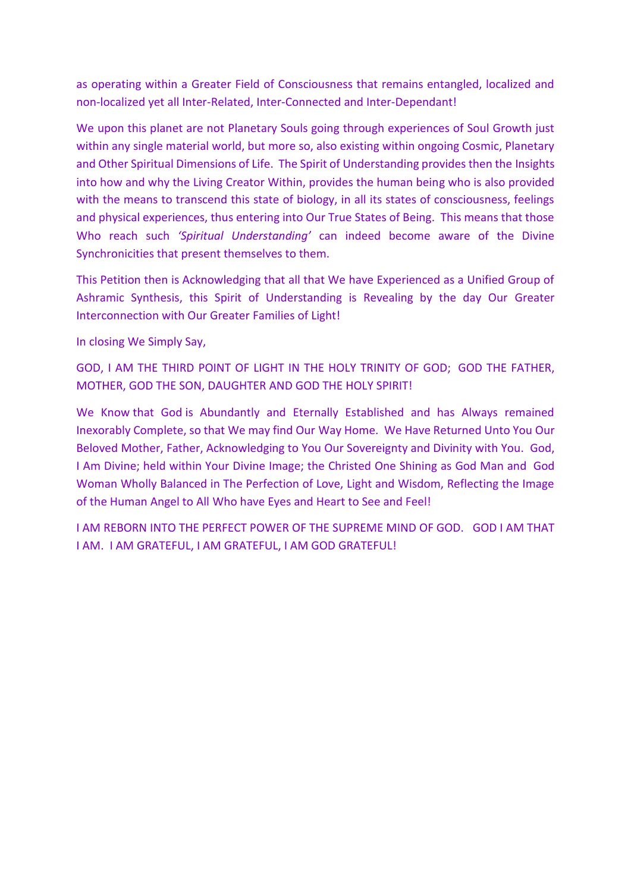as operating within a Greater Field of Consciousness that remains entangled, localized and non-localized yet all Inter-Related, Inter-Connected and Inter-Dependant!

We upon this planet are not Planetary Souls going through experiences of Soul Growth just within any single material world, but more so, also existing within ongoing Cosmic, Planetary and Other Spiritual Dimensions of Life. The Spirit of Understanding provides then the Insights into how and why the Living Creator Within, provides the human being who is also provided with the means to transcend this state of biology, in all its states of consciousness, feelings and physical experiences, thus entering into Our True States of Being. This means that those Who reach such *'Spiritual Understanding'* can indeed become aware of the Divine Synchronicities that present themselves to them.

This Petition then is Acknowledging that all that We have Experienced as a Unified Group of Ashramic Synthesis, this Spirit of Understanding is Revealing by the day Our Greater Interconnection with Our Greater Families of Light!

In closing We Simply Say,

GOD, I AM THE THIRD POINT OF LIGHT IN THE HOLY TRINITY OF GOD; GOD THE FATHER, MOTHER, GOD THE SON, DAUGHTER AND GOD THE HOLY SPIRIT!

We Know that God is Abundantly and Eternally Established and has Always remained Inexorably Complete, so that We may find Our Way Home. We Have Returned Unto You Our Beloved Mother, Father, Acknowledging to You Our Sovereignty and Divinity with You. God, I Am Divine; held within Your Divine Image; the Christed One Shining as God Man and God Woman Wholly Balanced in The Perfection of Love, Light and Wisdom, Reflecting the Image of the Human Angel to All Who have Eyes and Heart to See and Feel!

I AM REBORN INTO THE PERFECT POWER OF THE SUPREME MIND OF GOD. GOD I AM THAT I AM. I AM GRATEFUL, I AM GRATEFUL, I AM GOD GRATEFUL!